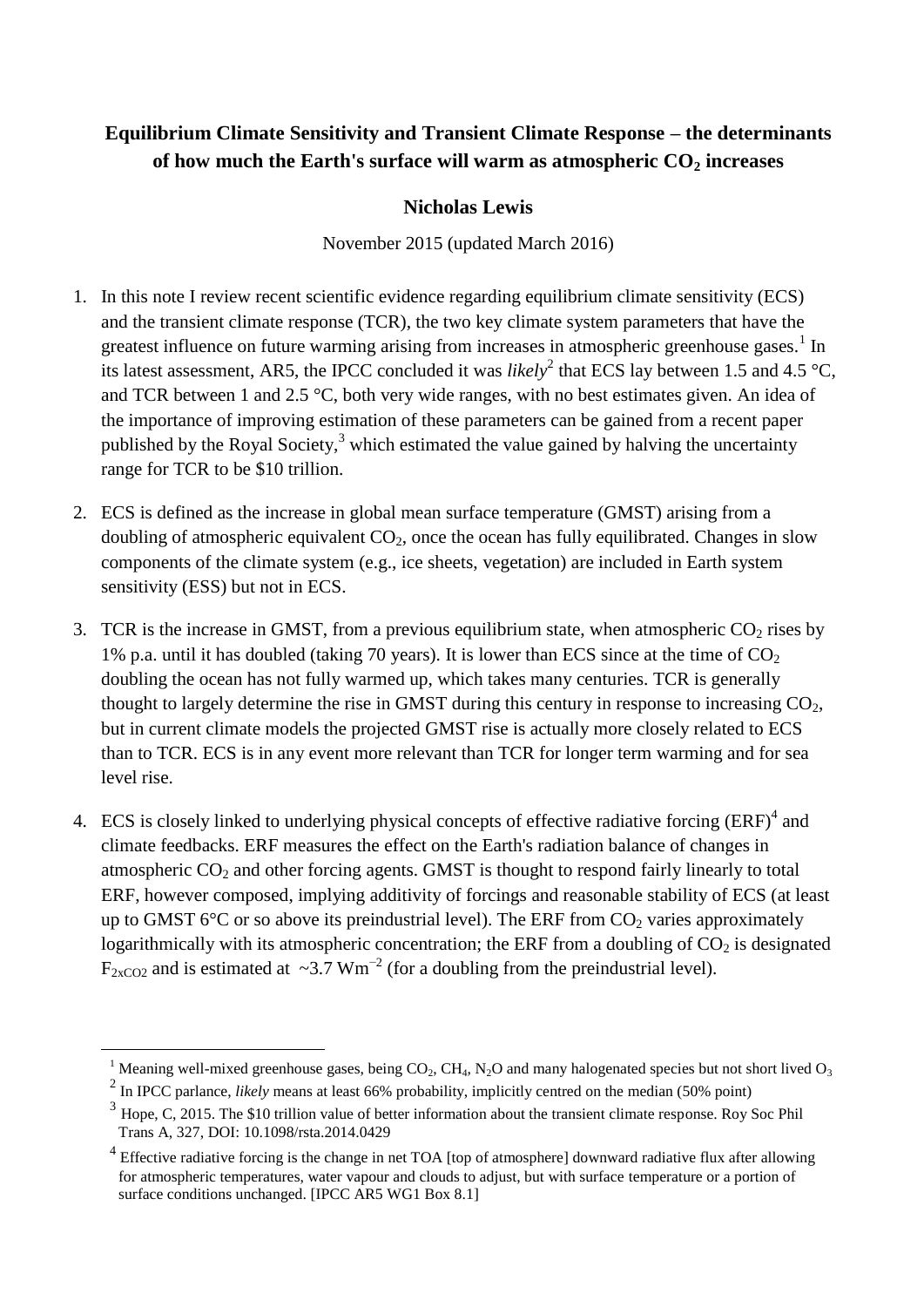# Equilibrium Climate Sensitivity and Transient Climate Response – the determinants of how much the Earth's surface will warm as atmospheric $CO_2$ increases

**Nicholas Lewis**

November 2015 (updated March 2016)

1. In this note I review recent scientific evidence regarding equilibrium climate sensitivity (ECS) and the transient climate response (TCR), the two key climate system parameters that have the greatest influence on future warming arising from increases in atmospheric greenhouse gases.[1] In its latest assessment, AR5, the IPCC concluded it was *likely*[2] that ECS lay between 1.5 and 4.5 °C, and TCR between 1 and 2.5 °C, both very wide ranges, with no best estimates given. An idea of the importance of improving estimation of these parameters can be gained from a recent paper published by the Royal Society,[3] which estimated the value gained by halving the uncertainty range for TCR to be $10 trillion.

2. ECS is defined as the increase in global mean surface temperature (GMST) arising from a doubling of atmospheric equivalent $CO_2$, once the ocean has fully equilibrated. Changes in slow components of the climate system (e.g., ice sheets, vegetation) are included in Earth system sensitivity (ESS) but not in ECS.

3. TCR is the increase in GMST, from a previous equilibrium state, when atmospheric $CO_2$ rises by 1% p.a. until it has doubled (taking 70 years). It is lower than ECS since at the time of $CO_2$ doubling the ocean has not fully warmed up, which takes many centuries. TCR is generally thought to largely determine the rise in GMST during this century in response to increasing $CO_2$, but in current climate models the projected GMST rise is actually more closely related to ECS than to TCR. ECS is in any event more relevant than TCR for longer term warming and for sea level rise.

4. ECS is closely linked to underlying physical concepts of effective radiative forcing (ERF)[4] and climate feedbacks. ERF measures the effect on the Earth's radiation balance of changes in atmospheric $CO_2$ and other forcing agents. GMST is thought to respond fairly linearly to total ERF, however composed, implying additivity of forcings and reasonable stability of ECS (at least up to GMST 6°C or so above its preindustrial level). The ERF from $CO_2$ varies approximately logarithmically with its atmospheric concentration; the ERF from a doubling of $CO_2$ is designated $F_{2xCO2}$ and is estimated at ~3.7 $Wm^{-2}$ (for a doubling from the preindustrial level).

---

[1] Meaning well-mixed greenhouse gases, being $CO_2$, $CH_4$, $N_2O$ and many halogenated species but not short lived $O_3$

[2] In IPCC parlance, *likely* means at least 66% probability, implicitly centred on the median (50% point)

[3] Hope, C, 2015. The $10 trillion value of better information about the transient climate response. Roy Soc Phil Trans A, 327, DOI: 10.1098/rsta.2014.0429

[4] Effective radiative forcing is the change in net TOA [top of atmosphere] downward radiative flux after allowing for atmospheric temperatures, water vapour and clouds to adjust, but with surface temperature or a portion of surface conditions unchanged. [IPCC AR5 WG1 Box 8.1]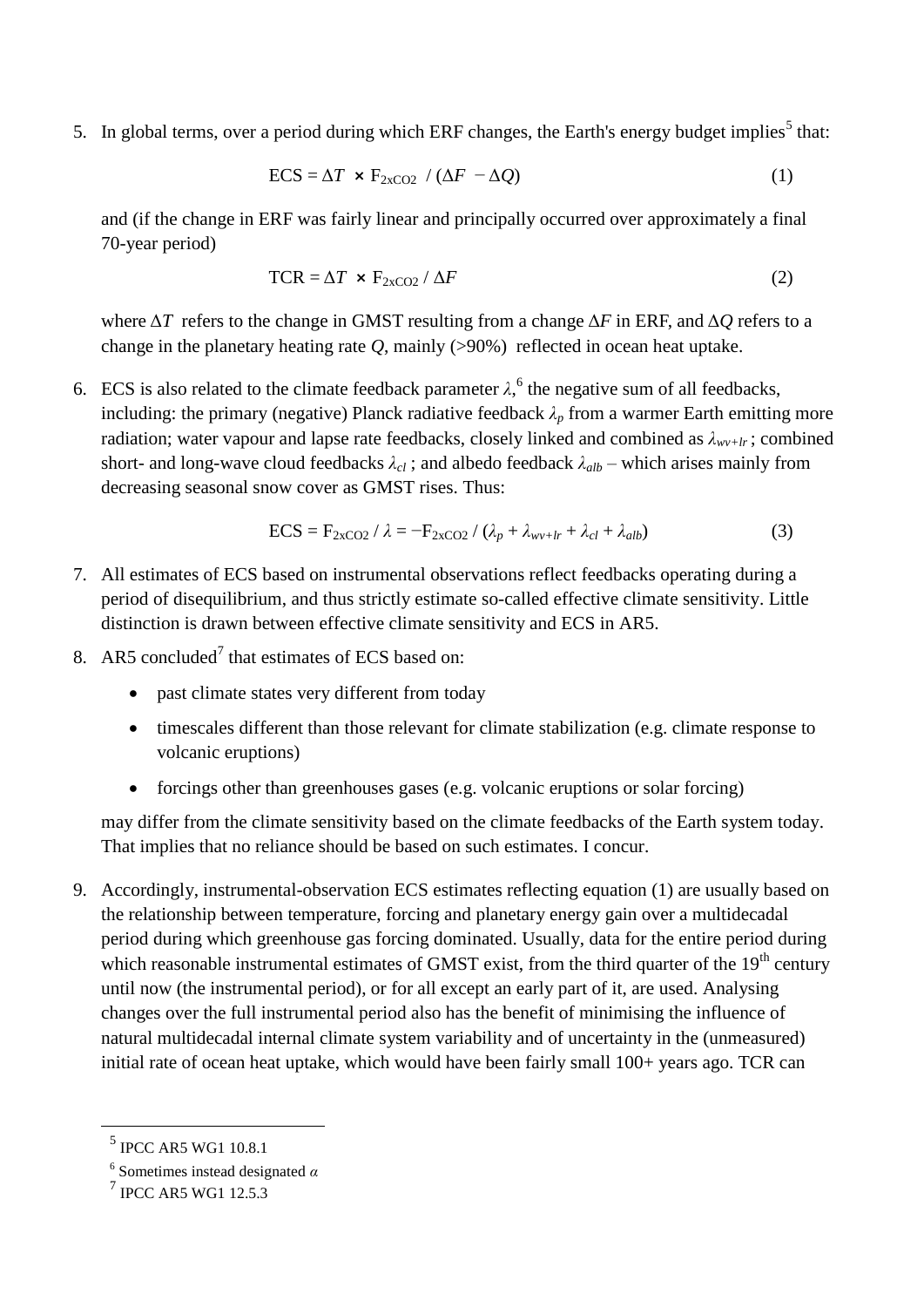5. In global terms, over a period during which ERF changes, the Earth's energy budget implies[5] that:

$$\text{ECS} = \Delta T \times F_{2xCO2} / (\Delta F - \Delta Q) \qquad (1)$$

and (if the change in ERF was fairly linear and principally occurred over approximately a final 70-year period)

$$\text{TCR} = \Delta T \times F_{2xCO2} / \Delta F \qquad (2)$$

where $\Delta T$ refers to the change in GMST resulting from a change $\Delta F$ in ERF, and $\Delta Q$ refers to a change in the planetary heating rate $Q$, mainly (>90%) reflected in ocean heat uptake.

6. ECS is also related to the climate feedback parameter $\lambda$,[6] the negative sum of all feedbacks, including: the primary (negative) Planck radiative feedback $\lambda_p$ from a warmer Earth emitting more radiation; water vapour and lapse rate feedbacks, closely linked and combined as $\lambda_{wv+lr}$; combined short- and long-wave cloud feedbacks $\lambda_{cl}$; and albedo feedback $\lambda_{alb}$ – which arises mainly from decreasing seasonal snow cover as GMST rises. Thus:

$$\text{ECS} = F_{2xCO2} / \lambda = -F_{2xCO2} / (\lambda_p + \lambda_{wv+lr} + \lambda_{cl} + \lambda_{alb}) \qquad (3)$$

7. All estimates of ECS based on instrumental observations reflect feedbacks operating during a period of disequilibrium, and thus strictly estimate so-called effective climate sensitivity. Little distinction is drawn between effective climate sensitivity and ECS in AR5.

8. AR5 concluded[7] that estimates of ECS based on:

   - past climate states very different from today
   - timescales different than those relevant for climate stabilization (e.g. climate response to volcanic eruptions)
   - forcings other than greenhouses gases (e.g. volcanic eruptions or solar forcing)

   may differ from the climate sensitivity based on the climate feedbacks of the Earth system today. That implies that no reliance should be based on such estimates. I concur.

9. Accordingly, instrumental-observation ECS estimates reflecting equation (1) are usually based on the relationship between temperature, forcing and planetary energy gain over a multidecadal period during which greenhouse gas forcing dominated. Usually, data for the entire period during which reasonable instrumental estimates of GMST exist, from the third quarter of the 19th century until now (the instrumental period), or for all except an early part of it, are used. Analysing changes over the full instrumental period also has the benefit of minimising the influence of natural multidecadal internal climate system variability and of uncertainty in the (unmeasured) initial rate of ocean heat uptake, which would have been fairly small 100+ years ago. TCR can

---

[5] IPCC AR5 WG1 10.8.1

[6] Sometimes instead designated $\alpha$

[7] IPCC AR5 WG1 12.5.3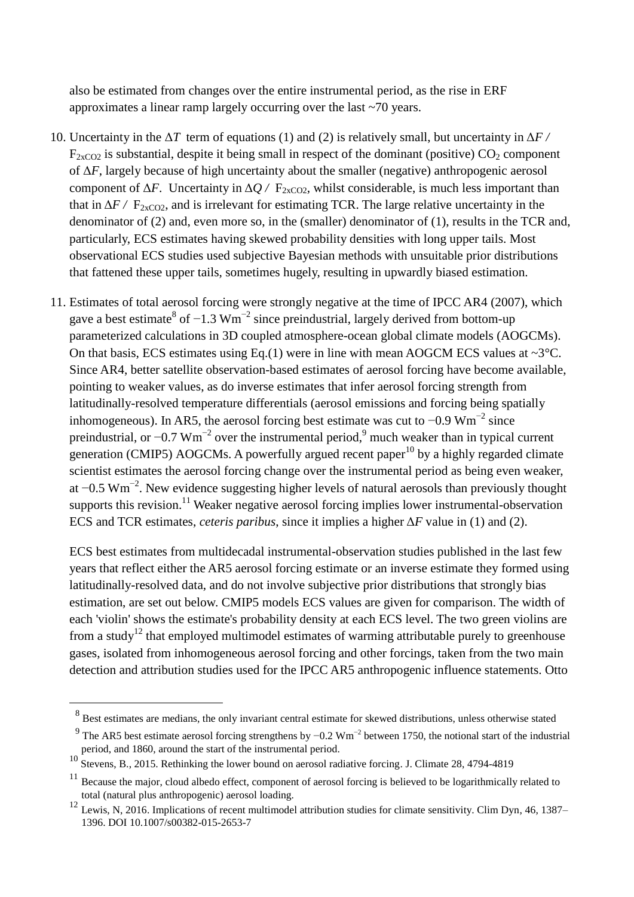also be estimated from changes over the entire instrumental period, as the rise in ERF approximates a linear ramp largely occurring over the last ~70 years.

10. Uncertainty in the $\Delta T$ term of equations (1) and (2) is relatively small, but uncertainty in $\Delta F / F_{2xCO2}$ is substantial, despite it being small in respect of the dominant (positive) $CO_2$ component of $\Delta F$, largely because of high uncertainty about the smaller (negative) anthropogenic aerosol component of $\Delta F$. Uncertainty in $\Delta Q / F_{2xCO2}$, whilst considerable, is much less important than that in $\Delta F / F_{2xCO2}$, and is irrelevant for estimating TCR. The large relative uncertainty in the denominator of (2) and, even more so, in the (smaller) denominator of (1), results in the TCR and, particularly, ECS estimates having skewed probability densities with long upper tails. Most observational ECS studies used subjective Bayesian methods with unsuitable prior distributions that fattened these upper tails, sometimes hugely, resulting in upwardly biased estimation.

11. Estimates of total aerosol forcing were strongly negative at the time of IPCC AR4 (2007), which gave a best estimate[8] of $-1.3$ $Wm^{-2}$ since preindustrial, largely derived from bottom-up parameterized calculations in 3D coupled atmosphere-ocean global climate models (AOGCMs). On that basis, ECS estimates using Eq.(1) were in line with mean AOGCM ECS values at ~3°C. Since AR4, better satellite observation-based estimates of aerosol forcing have become available, pointing to weaker values, as do inverse estimates that infer aerosol forcing strength from latitudinally-resolved temperature differentials (aerosol emissions and forcing being spatially inhomogeneous). In AR5, the aerosol forcing best estimate was cut to $-0.9$ $Wm^{-2}$ since preindustrial, or $-0.7$ $Wm^{-2}$ over the instrumental period,[9] much weaker than in typical current generation (CMIP5) AOGCMs. A powerfully argued recent paper[10] by a highly regarded climate scientist estimates the aerosol forcing change over the instrumental period as being even weaker, at $-0.5$ $Wm^{-2}$. New evidence suggesting higher levels of natural aerosols than previously thought supports this revision.[11] Weaker negative aerosol forcing implies lower instrumental-observation ECS and TCR estimates, *ceteris paribus*, since it implies a higher $\Delta F$ value in (1) and (2).

    ECS best estimates from multidecadal instrumental-observation studies published in the last few years that reflect either the AR5 aerosol forcing estimate or an inverse estimate they formed using latitudinally-resolved data, and do not involve subjective prior distributions that strongly bias estimation, are set out below. CMIP5 models ECS values are given for comparison. The width of each 'violin' shows the estimate's probability density at each ECS level. The two green violins are from a study[12] that employed multimodel estimates of warming attributable purely to greenhouse gases, isolated from inhomogeneous aerosol forcing and other forcings, taken from the two main detection and attribution studies used for the IPCC AR5 anthropogenic influence statements. Otto

---

[8] Best estimates are medians, the only invariant central estimate for skewed distributions, unless otherwise stated

[9] The AR5 best estimate aerosol forcing strengthens by $-0.2$ $Wm^{-2}$ between 1750, the notional start of the industrial period, and 1860, around the start of the instrumental period.

[10] Stevens, B., 2015. Rethinking the lower bound on aerosol radiative forcing. J. Climate 28, 4794-4819

[11] Because the major, cloud albedo effect, component of aerosol forcing is believed to be logarithmically related to total (natural plus anthropogenic) aerosol loading.

[12] Lewis, N, 2016. Implications of recent multimodel attribution studies for climate sensitivity. Clim Dyn, 46, 1387–1396. DOI 10.1007/s00382-015-2653-7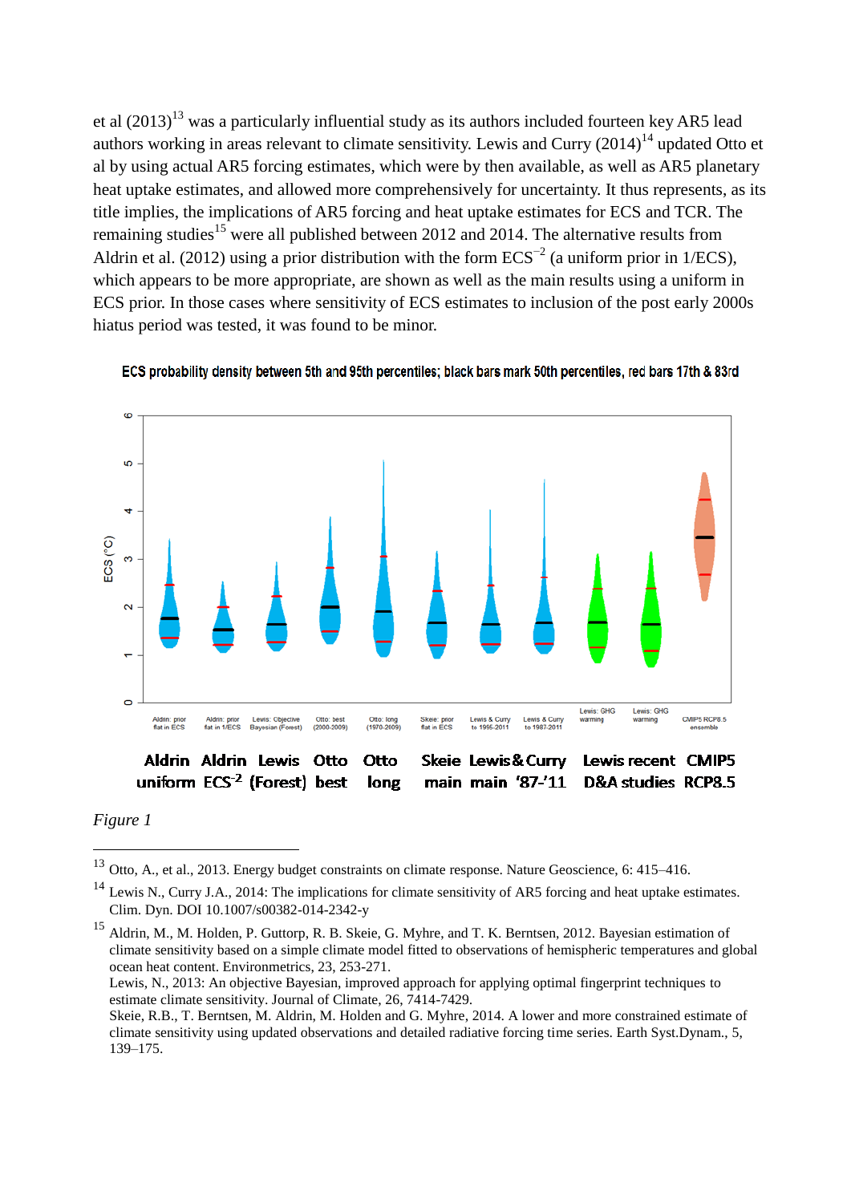et al (2013)[13] was a particularly influential study as its authors included fourteen key AR5 lead authors working in areas relevant to climate sensitivity. Lewis and Curry (2014)[14] updated Otto et al by using actual AR5 forcing estimates, which were by then available, as well as AR5 planetary heat uptake estimates, and allowed more comprehensively for uncertainty. It thus represents, as its title implies, the implications of AR5 forcing and heat uptake estimates for ECS and TCR. The remaining studies[15] were all published between 2012 and 2014. The alternative results from Aldrin et al. (2012) using a prior distribution with the form $ECS^{-2}$ (a uniform prior in 1/ECS), which appears to be more appropriate, are shown as well as the main results using a uniform in ECS prior. In those cases where sensitivity of ECS estimates to inclusion of the post early 2000s hiatus period was tested, it was found to be minor.

ECS probability density between 5th and 95th percentiles; black bars mark 50th percentiles, red bars 17th & 83rd

Aldrin uniform | Aldrin $ECS^{-2}$ | Lewis (Forest) | Otto best | Otto long | Skeie main | Lewis & Curry main '87-'11 | Lewis recent D&A studies | CMIP5 RCP8.5

*Figure 1*

---

[13] Otto, A., et al., 2013. Energy budget constraints on climate response. Nature Geoscience, 6: 415–416.

[14] Lewis N., Curry J.A., 2014: The implications for climate sensitivity of AR5 forcing and heat uptake estimates. Clim. Dyn. DOI 10.1007/s00382-014-2342-y

[15] Aldrin, M., M. Holden, P. Guttorp, R. B. Skeie, G. Myhre, and T. K. Berntsen, 2012. Bayesian estimation of climate sensitivity based on a simple climate model fitted to observations of hemispheric temperatures and global ocean heat content. Environmetrics, 23, 253-271.
Lewis, N., 2013: An objective Bayesian, improved approach for applying optimal fingerprint techniques to estimate climate sensitivity. Journal of Climate, 26, 7414-7429.
Skeie, R.B., T. Berntsen, M. Aldrin, M. Holden and G. Myhre, 2014. A lower and more constrained estimate of climate sensitivity using updated observations and detailed radiative forcing time series. Earth Syst.Dynam., 5, 139–175.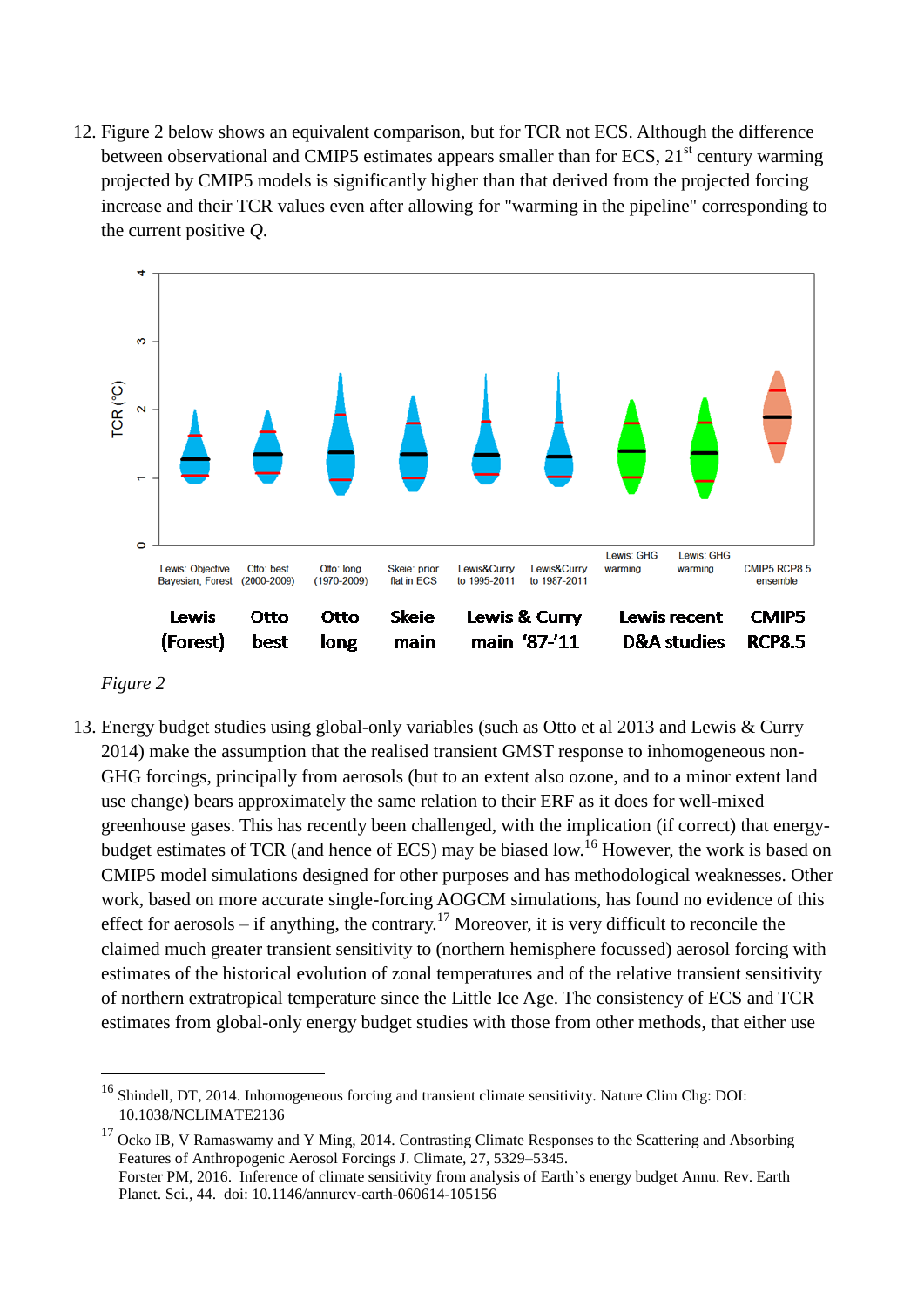12. Figure 2 below shows an equivalent comparison, but for TCR not ECS. Although the difference between observational and CMIP5 estimates appears smaller than for ECS, 21[st] century warming projected by CMIP5 models is significantly higher than that derived from the projected forcing increase and their TCR values even after allowing for "warming in the pipeline" corresponding to the current positive *Q*.

*Figure 2*

13. Energy budget studies using global-only variables (such as Otto et al 2013 and Lewis & Curry 2014) make the assumption that the realised transient GMST response to inhomogeneous non-GHG forcings, principally from aerosols (but to an extent also ozone, and to a minor extent land use change) bears approximately the same relation to their ERF as it does for well-mixed greenhouse gases. This has recently been challenged, with the implication (if correct) that energy-budget estimates of TCR (and hence of ECS) may be biased low.[16] However, the work is based on CMIP5 model simulations designed for other purposes and has methodological weaknesses. Other work, based on more accurate single-forcing AOGCM simulations, has found no evidence of this effect for aerosols – if anything, the contrary.[17] Moreover, it is very difficult to reconcile the claimed much greater transient sensitivity to (northern hemisphere focussed) aerosol forcing with estimates of the historical evolution of zonal temperatures and of the relative transient sensitivity of northern extratropical temperature since the Little Ice Age. The consistency of ECS and TCR estimates from global-only energy budget studies with those from other methods, that either use

---

[16] Shindell, DT, 2014. Inhomogeneous forcing and transient climate sensitivity. Nature Clim Chg: DOI: 10.1038/NCLIMATE2136

[17] Ocko IB, V Ramaswamy and Y Ming, 2014. Contrasting Climate Responses to the Scattering and Absorbing Features of Anthropogenic Aerosol Forcings J. Climate, 27, 5329–5345.
Forster PM, 2016. Inference of climate sensitivity from analysis of Earth's energy budget Annu. Rev. Earth Planet. Sci., 44. doi: 10.1146/annurev-earth-060614-105156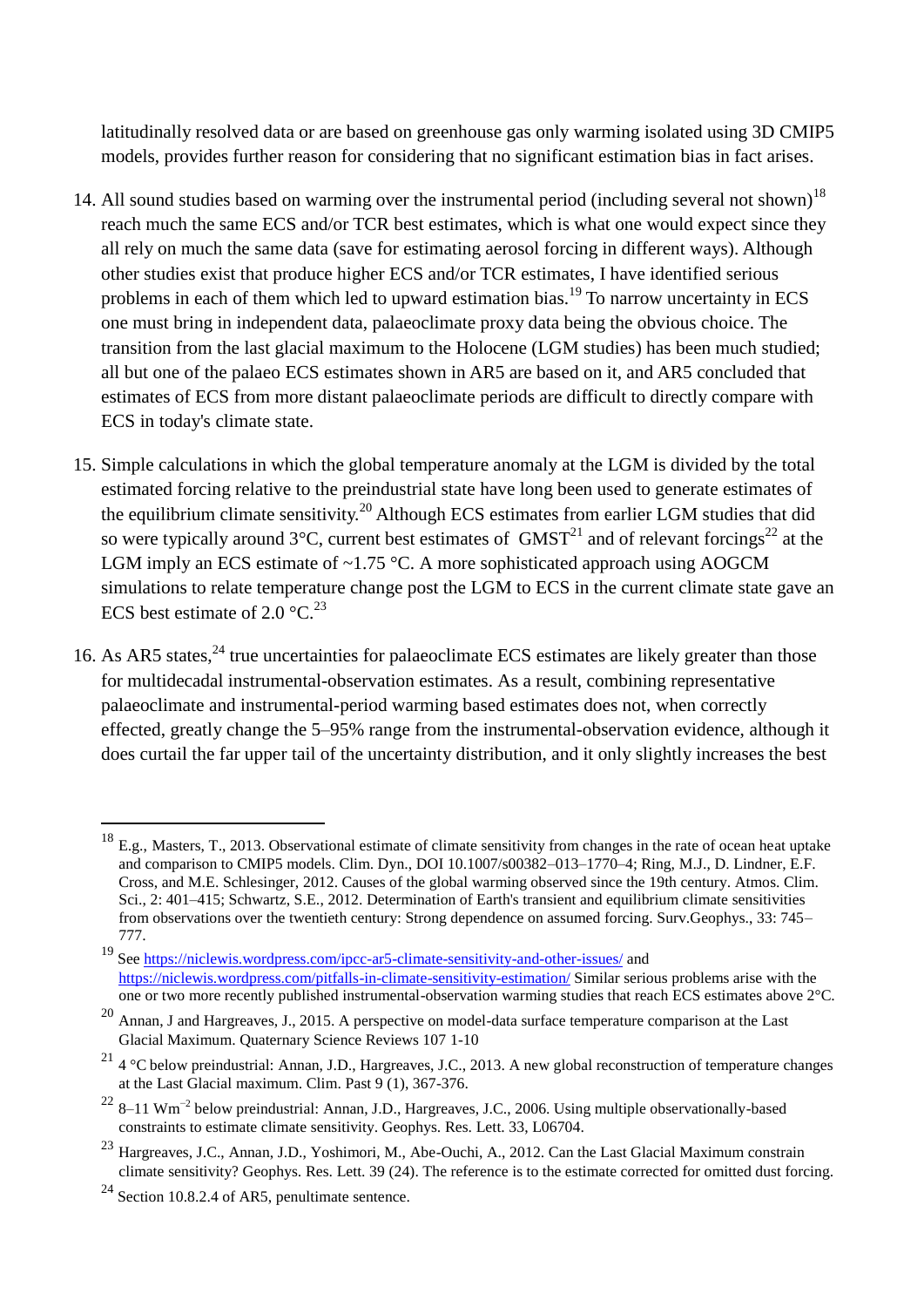latitudinally resolved data or are based on greenhouse gas only warming isolated using 3D CMIP5 models, provides further reason for considering that no significant estimation bias in fact arises.

14. All sound studies based on warming over the instrumental period (including several not shown)[18] reach much the same ECS and/or TCR best estimates, which is what one would expect since they all rely on much the same data (save for estimating aerosol forcing in different ways). Although other studies exist that produce higher ECS and/or TCR estimates, I have identified serious problems in each of them which led to upward estimation bias.[19] To narrow uncertainty in ECS one must bring in independent data, palaeoclimate proxy data being the obvious choice. The transition from the last glacial maximum to the Holocene (LGM studies) has been much studied; all but one of the palaeo ECS estimates shown in AR5 are based on it, and AR5 concluded that estimates of ECS from more distant palaeoclimate periods are difficult to directly compare with ECS in today's climate state.

15. Simple calculations in which the global temperature anomaly at the LGM is divided by the total estimated forcing relative to the preindustrial state have long been used to generate estimates of the equilibrium climate sensitivity.[20] Although ECS estimates from earlier LGM studies that did so were typically around 3°C, current best estimates of GMST[21] and of relevant forcings[22] at the LGM imply an ECS estimate of ~1.75 °C. A more sophisticated approach using AOGCM simulations to relate temperature change post the LGM to ECS in the current climate state gave an ECS best estimate of 2.0 °C.[23]

16. As AR5 states,[24] true uncertainties for palaeoclimate ECS estimates are likely greater than those for multidecadal instrumental-observation estimates. As a result, combining representative palaeoclimate and instrumental-period warming based estimates does not, when correctly effected, greatly change the 5–95% range from the instrumental-observation evidence, although it does curtail the far upper tail of the uncertainty distribution, and it only slightly increases the best

---

[18] E.g., Masters, T., 2013. Observational estimate of climate sensitivity from changes in the rate of ocean heat uptake and comparison to CMIP5 models. Clim. Dyn., DOI 10.1007/s00382–013–1770–4; Ring, M.J., D. Lindner, E.F. Cross, and M.E. Schlesinger, 2012. Causes of the global warming observed since the 19th century. Atmos. Clim. Sci., 2: 401–415; Schwartz, S.E., 2012. Determination of Earth's transient and equilibrium climate sensitivities from observations over the twentieth century: Strong dependence on assumed forcing. Surv.Geophys., 33: 745–777.

[19] See https://niclewis.wordpress.com/ipcc-ar5-climate-sensitivity-and-other-issues/ and https://niclewis.wordpress.com/pitfalls-in-climate-sensitivity-estimation/ Similar serious problems arise with the one or two more recently published instrumental-observation warming studies that reach ECS estimates above 2°C.

[20] Annan, J and Hargreaves, J., 2015. A perspective on model-data surface temperature comparison at the Last Glacial Maximum. Quaternary Science Reviews 107 1-10

[21] 4 °C below preindustrial: Annan, J.D., Hargreaves, J.C., 2013. A new global reconstruction of temperature changes at the Last Glacial maximum. Clim. Past 9 (1), 367-376.

[22] 8–11 $Wm^{-2}$ below preindustrial: Annan, J.D., Hargreaves, J.C., 2006. Using multiple observationally-based constraints to estimate climate sensitivity. Geophys. Res. Lett. 33, L06704.

[23] Hargreaves, J.C., Annan, J.D., Yoshimori, M., Abe-Ouchi, A., 2012. Can the Last Glacial Maximum constrain climate sensitivity? Geophys. Res. Lett. 39 (24). The reference is to the estimate corrected for omitted dust forcing.

[24] Section 10.8.2.4 of AR5, penultimate sentence.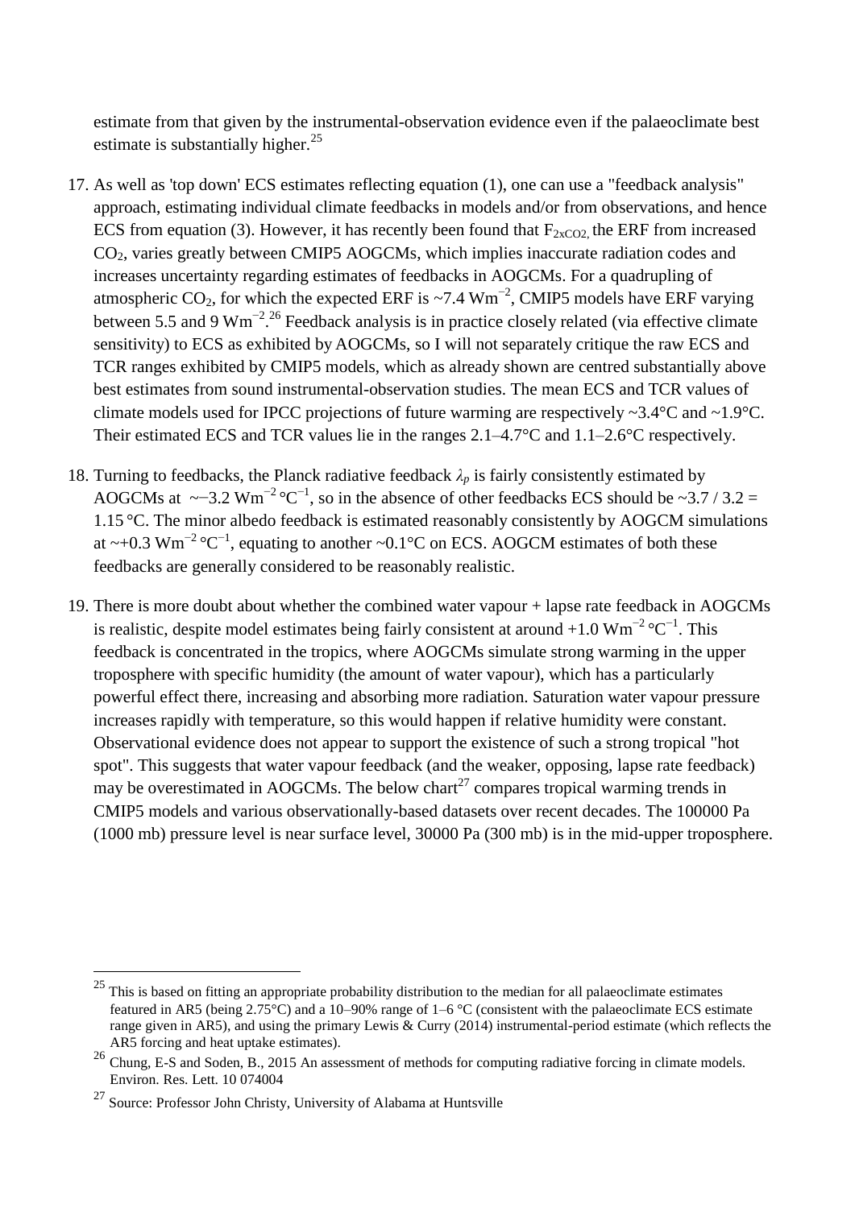estimate from that given by the instrumental-observation evidence even if the palaeoclimate best estimate is substantially higher.[25]

17. As well as 'top down' ECS estimates reflecting equation (1), one can use a "feedback analysis" approach, estimating individual climate feedbacks in models and/or from observations, and hence ECS from equation (3). However, it has recently been found that $F_{2xCO2}$, the ERF from increased $CO_2$, varies greatly between CMIP5 AOGCMs, which implies inaccurate radiation codes and increases uncertainty regarding estimates of feedbacks in AOGCMs. For a quadrupling of atmospheric $CO_2$, for which the expected ERF is ~7.4 $Wm^{-2}$, CMIP5 models have ERF varying between 5.5 and 9 $Wm^{-2}$.[26] Feedback analysis is in practice closely related (via effective climate sensitivity) to ECS as exhibited by AOGCMs, so I will not separately critique the raw ECS and TCR ranges exhibited by CMIP5 models, which as already shown are centred substantially above best estimates from sound instrumental-observation studies. The mean ECS and TCR values of climate models used for IPCC projections of future warming are respectively ~3.4°C and ~1.9°C. Their estimated ECS and TCR values lie in the ranges 2.1–4.7°C and 1.1–2.6°C respectively.

18. Turning to feedbacks, the Planck radiative feedback $\lambda_p$ is fairly consistently estimated by AOGCMs at ~−3.2 $Wm^{-2}\,°C^{-1}$, so in the absence of other feedbacks ECS should be ~3.7 / 3.2 = 1.15 °C. The minor albedo feedback is estimated reasonably consistently by AOGCM simulations at ~+0.3 $Wm^{-2}\,°C^{-1}$, equating to another ~0.1°C on ECS. AOGCM estimates of both these feedbacks are generally considered to be reasonably realistic.

19. There is more doubt about whether the combined water vapour + lapse rate feedback in AOGCMs is realistic, despite model estimates being fairly consistent at around +1.0 $Wm^{-2}\,°C^{-1}$. This feedback is concentrated in the tropics, where AOGCMs simulate strong warming in the upper troposphere with specific humidity (the amount of water vapour), which has a particularly powerful effect there, increasing and absorbing more radiation. Saturation water vapour pressure increases rapidly with temperature, so this would happen if relative humidity were constant. Observational evidence does not appear to support the existence of such a strong tropical "hot spot". This suggests that water vapour feedback (and the weaker, opposing, lapse rate feedback) may be overestimated in AOGCMs. The below chart[27] compares tropical warming trends in CMIP5 models and various observationally-based datasets over recent decades. The 100000 Pa (1000 mb) pressure level is near surface level, 30000 Pa (300 mb) is in the mid-upper troposphere.

---

[25] This is based on fitting an appropriate probability distribution to the median for all palaeoclimate estimates featured in AR5 (being 2.75°C) and a 10–90% range of 1–6 °C (consistent with the palaeoclimate ECS estimate range given in AR5), and using the primary Lewis & Curry (2014) instrumental-period estimate (which reflects the AR5 forcing and heat uptake estimates).

[26] Chung, E-S and Soden, B., 2015 An assessment of methods for computing radiative forcing in climate models. Environ. Res. Lett. 10 074004

[27] Source: Professor John Christy, University of Alabama at Huntsville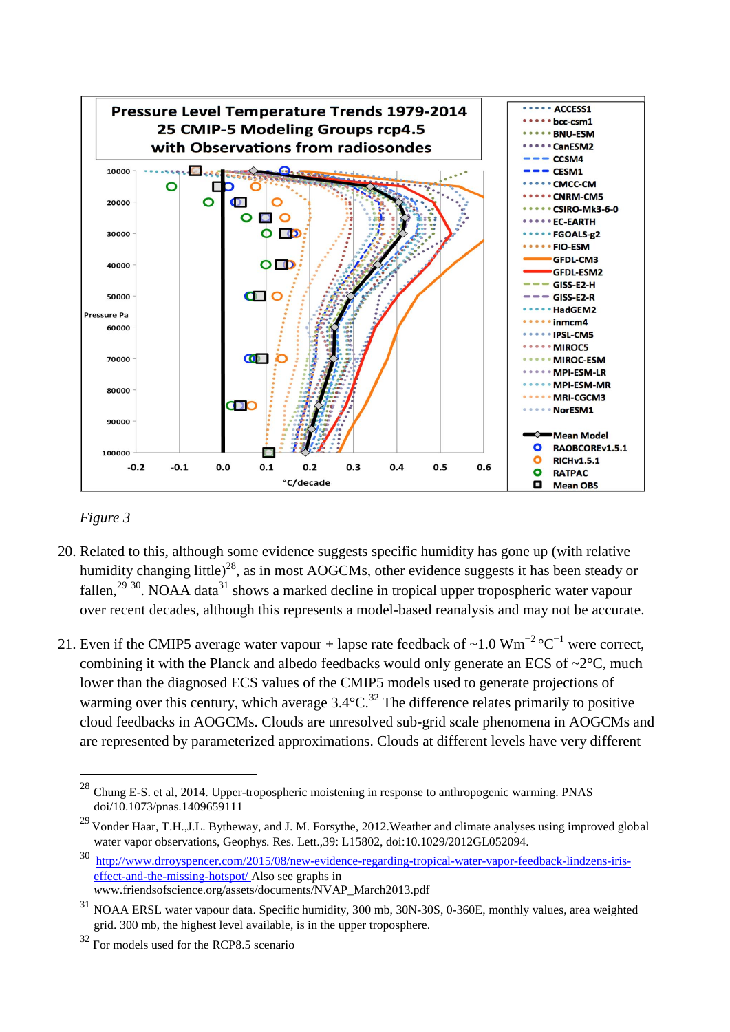*Figure 3*

20. Related to this, although some evidence suggests specific humidity has gone up (with relative humidity changing little)[28], as in most AOGCMs, other evidence suggests it has been steady or fallen,[29 30]. NOAA data[31] shows a marked decline in tropical upper tropospheric water vapour over recent decades, although this represents a model-based reanalysis and may not be accurate.

21. Even if the CMIP5 average water vapour + lapse rate feedback of ~1.0 $Wm^{-2}\,°C^{-1}$ were correct, combining it with the Planck and albedo feedbacks would only generate an ECS of ~2°C, much lower than the diagnosed ECS values of the CMIP5 models used to generate projections of warming over this century, which average 3.4°C.[32] The difference relates primarily to positive cloud feedbacks in AOGCMs. Clouds are unresolved sub-grid scale phenomena in AOGCMs and are represented by parameterized approximations. Clouds at different levels have very different

---

[28] Chung E-S. et al, 2014. Upper-tropospheric moistening in response to anthropogenic warming. PNAS doi/10.1073/pnas.1409659111

[29] Vonder Haar, T.H.,J.L. Bytheway, and J. M. Forsythe, 2012.Weather and climate analyses using improved global water vapor observations, Geophys. Res. Lett.,39: L15802, doi:10.1029/2012GL052094.

[30] http://www.drroyspencer.com/2015/08/new-evidence-regarding-tropical-water-vapor-feedback-lindzens-iris-effect-and-the-missing-hotspot/ Also see graphs in www.friendsofscience.org/assets/documents/NVAP_March2013.pdf

[31] NOAA ERSL water vapour data. Specific humidity, 300 mb, 30N-30S, 0-360E, monthly values, area weighted grid. 300 mb, the highest level available, is in the upper troposphere.

[32] For models used for the RCP8.5 scenario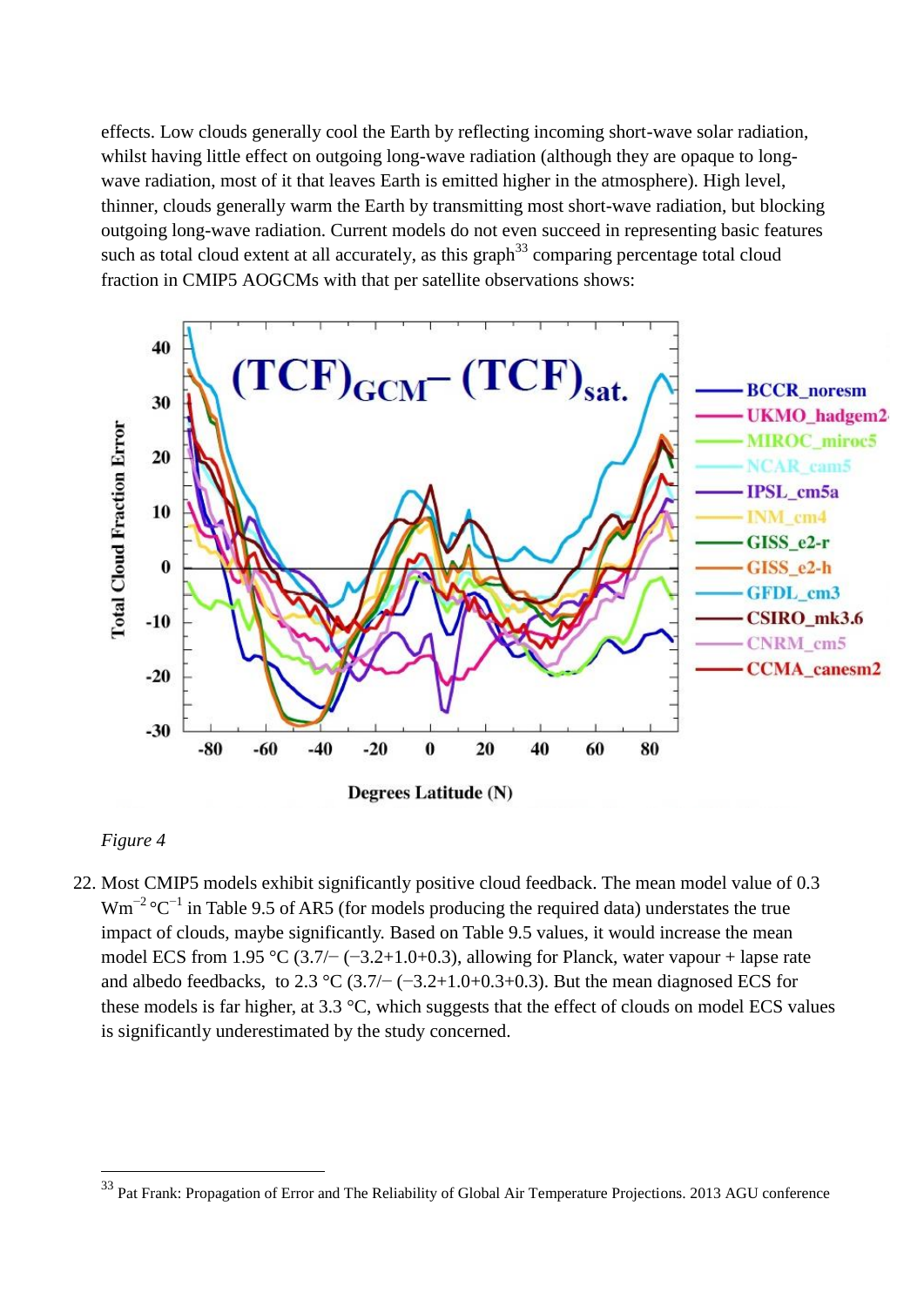effects. Low clouds generally cool the Earth by reflecting incoming short-wave solar radiation, whilst having little effect on outgoing long-wave radiation (although they are opaque to long-wave radiation, most of it that leaves Earth is emitted higher in the atmosphere). High level, thinner, clouds generally warm the Earth by transmitting most short-wave radiation, but blocking outgoing long-wave radiation. Current models do not even succeed in representing basic features such as total cloud extent at all accurately, as this graph[33] comparing percentage total cloud fraction in CMIP5 AOGCMs with that per satellite observations shows:

*Figure 4*

22. Most CMIP5 models exhibit significantly positive cloud feedback. The mean model value of 0.3 $Wm^{-2}\,°C^{-1}$ in Table 9.5 of AR5 (for models producing the required data) understates the true impact of clouds, maybe significantly. Based on Table 9.5 values, it would increase the mean model ECS from 1.95 °C (3.7/− (−3.2+1.0+0.3), allowing for Planck, water vapour + lapse rate and albedo feedbacks, to 2.3 °C (3.7/− (−3.2+1.0+0.3+0.3). But the mean diagnosed ECS for these models is far higher, at 3.3 °C, which suggests that the effect of clouds on model ECS values is significantly underestimated by the study concerned.

[33] Pat Frank: Propagation of Error and The Reliability of Global Air Temperature Projections. 2013 AGU conference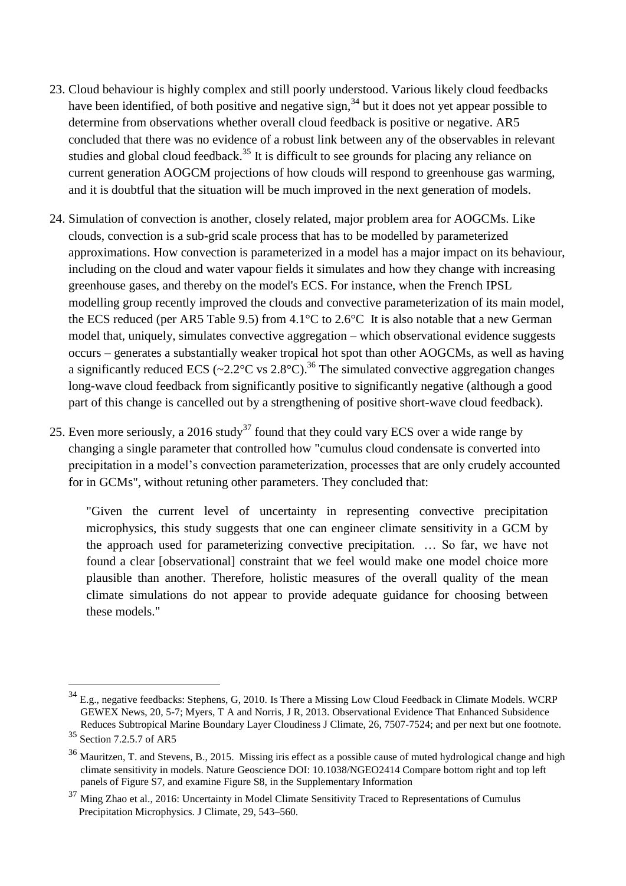23. Cloud behaviour is highly complex and still poorly understood. Various likely cloud feedbacks have been identified, of both positive and negative sign,[34] but it does not yet appear possible to determine from observations whether overall cloud feedback is positive or negative. AR5 concluded that there was no evidence of a robust link between any of the observables in relevant studies and global cloud feedback.[35] It is difficult to see grounds for placing any reliance on current generation AOGCM projections of how clouds will respond to greenhouse gas warming, and it is doubtful that the situation will be much improved in the next generation of models.

24. Simulation of convection is another, closely related, major problem area for AOGCMs. Like clouds, convection is a sub-grid scale process that has to be modelled by parameterized approximations. How convection is parameterized in a model has a major impact on its behaviour, including on the cloud and water vapour fields it simulates and how they change with increasing greenhouse gases, and thereby on the model's ECS. For instance, when the French IPSL modelling group recently improved the clouds and convective parameterization of its main model, the ECS reduced (per AR5 Table 9.5) from 4.1°C to 2.6°C It is also notable that a new German model that, uniquely, simulates convective aggregation – which observational evidence suggests occurs – generates a substantially weaker tropical hot spot than other AOGCMs, as well as having a significantly reduced ECS (~2.2°C vs 2.8°C).[36] The simulated convective aggregation changes long-wave cloud feedback from significantly positive to significantly negative (although a good part of this change is cancelled out by a strengthening of positive short-wave cloud feedback).

25. Even more seriously, a 2016 study[37] found that they could vary ECS over a wide range by changing a single parameter that controlled how "cumulus cloud condensate is converted into precipitation in a model's convection parameterization, processes that are only crudely accounted for in GCMs", without retuning other parameters. They concluded that:

> "Given the current level of uncertainty in representing convective precipitation microphysics, this study suggests that one can engineer climate sensitivity in a GCM by the approach used for parameterizing convective precipitation. … So far, we have not found a clear [observational] constraint that we feel would make one model choice more plausible than another. Therefore, holistic measures of the overall quality of the mean climate simulations do not appear to provide adequate guidance for choosing between these models."

---

[34] E.g., negative feedbacks: Stephens, G, 2010. Is There a Missing Low Cloud Feedback in Climate Models. WCRP GEWEX News, 20, 5-7; Myers, T A and Norris, J R, 2013. Observational Evidence That Enhanced Subsidence Reduces Subtropical Marine Boundary Layer Cloudiness J Climate, 26, 7507-7524; and per next but one footnote.

[35] Section 7.2.5.7 of AR5

[36] Mauritzen, T. and Stevens, B., 2015. Missing iris effect as a possible cause of muted hydrological change and high climate sensitivity in models. Nature Geoscience DOI: 10.1038/NGEO2414 Compare bottom right and top left panels of Figure S7, and examine Figure S8, in the Supplementary Information

[37] Ming Zhao et al., 2016: Uncertainty in Model Climate Sensitivity Traced to Representations of Cumulus Precipitation Microphysics. J Climate, 29, 543–560.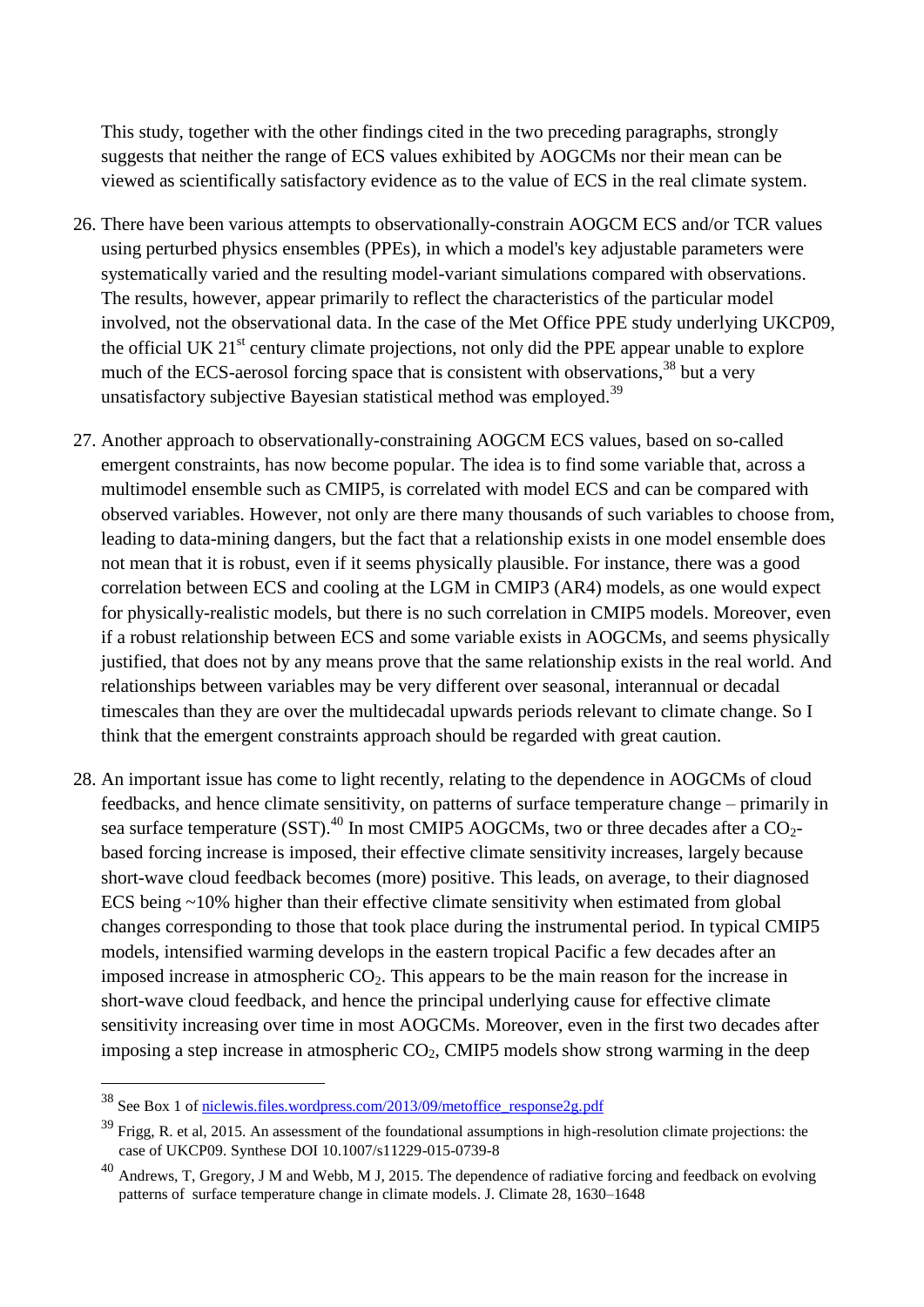This study, together with the other findings cited in the two preceding paragraphs, strongly suggests that neither the range of ECS values exhibited by AOGCMs nor their mean can be viewed as scientifically satisfactory evidence as to the value of ECS in the real climate system.

26. There have been various attempts to observationally-constrain AOGCM ECS and/or TCR values using perturbed physics ensembles (PPEs), in which a model's key adjustable parameters were systematically varied and the resulting model-variant simulations compared with observations. The results, however, appear primarily to reflect the characteristics of the particular model involved, not the observational data. In the case of the Met Office PPE study underlying UKCP09, the official UK 21st century climate projections, not only did the PPE appear unable to explore much of the ECS-aerosol forcing space that is consistent with observations,[38] but a very unsatisfactory subjective Bayesian statistical method was employed.[39]

27. Another approach to observationally-constraining AOGCM ECS values, based on so-called emergent constraints, has now become popular. The idea is to find some variable that, across a multimodel ensemble such as CMIP5, is correlated with model ECS and can be compared with observed variables. However, not only are there many thousands of such variables to choose from, leading to data-mining dangers, but the fact that a relationship exists in one model ensemble does not mean that it is robust, even if it seems physically plausible. For instance, there was a good correlation between ECS and cooling at the LGM in CMIP3 (AR4) models, as one would expect for physically-realistic models, but there is no such correlation in CMIP5 models. Moreover, even if a robust relationship between ECS and some variable exists in AOGCMs, and seems physically justified, that does not by any means prove that the same relationship exists in the real world. And relationships between variables may be very different over seasonal, interannual or decadal timescales than they are over the multidecadal upwards periods relevant to climate change. So I think that the emergent constraints approach should be regarded with great caution.

28. An important issue has come to light recently, relating to the dependence in AOGCMs of cloud feedbacks, and hence climate sensitivity, on patterns of surface temperature change – primarily in sea surface temperature (SST).[40] In most CMIP5 AOGCMs, two or three decades after a $CO_2$-based forcing increase is imposed, their effective climate sensitivity increases, largely because short-wave cloud feedback becomes (more) positive. This leads, on average, to their diagnosed ECS being ~10% higher than their effective climate sensitivity when estimated from global changes corresponding to those that took place during the instrumental period. In typical CMIP5 models, intensified warming develops in the eastern tropical Pacific a few decades after an imposed increase in atmospheric $CO_2$. This appears to be the main reason for the increase in short-wave cloud feedback, and hence the principal underlying cause for effective climate sensitivity increasing over time in most AOGCMs. Moreover, even in the first two decades after imposing a step increase in atmospheric $CO_2$, CMIP5 models show strong warming in the deep

---

[38] See Box 1 of niclewis.files.wordpress.com/2013/09/metoffice_response2g.pdf

[39] Frigg, R. et al, 2015. An assessment of the foundational assumptions in high-resolution climate projections: the case of UKCP09. Synthese DOI 10.1007/s11229-015-0739-8

[40] Andrews, T, Gregory, J M and Webb, M J, 2015. The dependence of radiative forcing and feedback on evolving patterns of surface temperature change in climate models. J. Climate 28, 1630–1648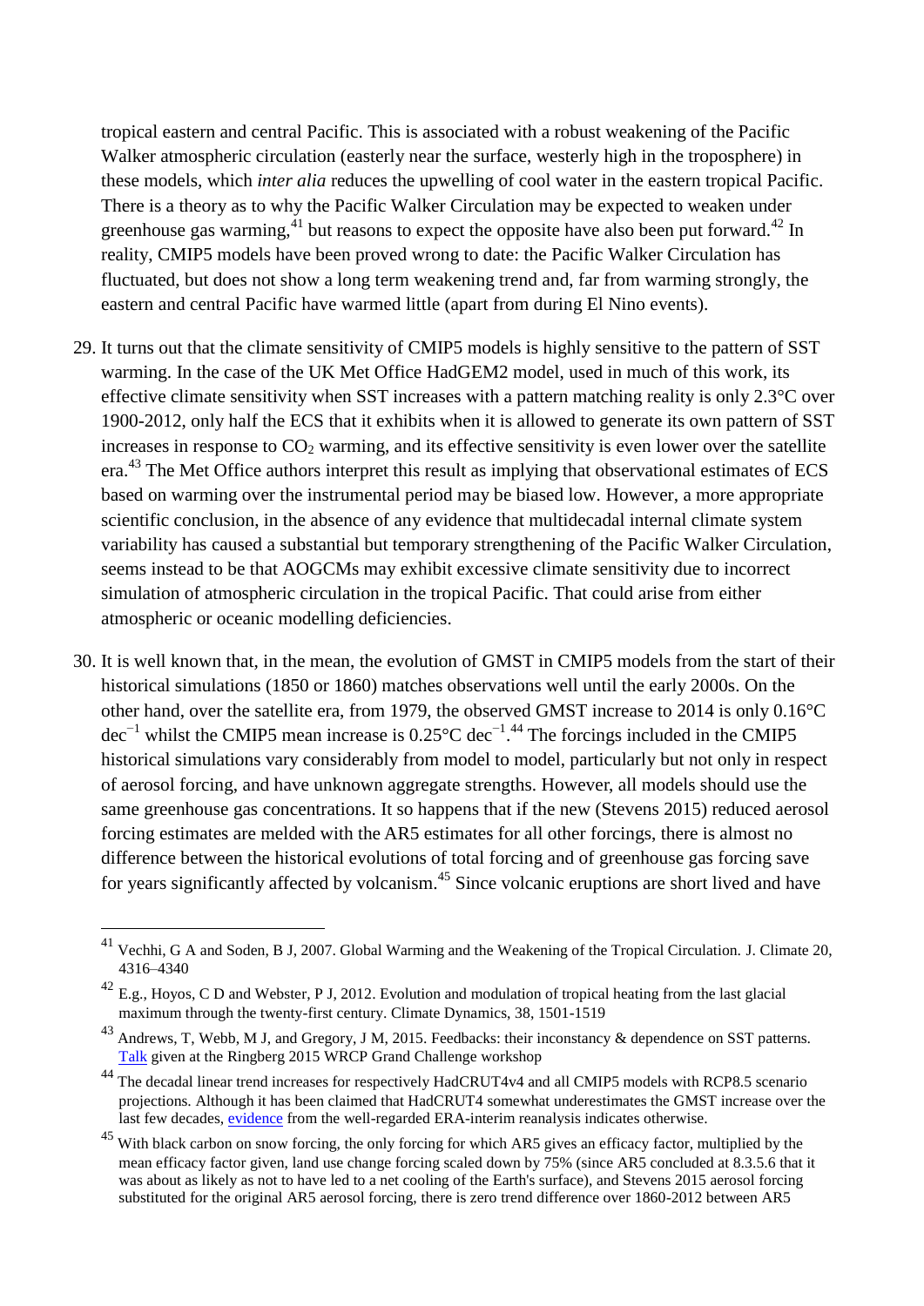tropical eastern and central Pacific. This is associated with a robust weakening of the Pacific Walker atmospheric circulation (easterly near the surface, westerly high in the troposphere) in these models, which *inter alia* reduces the upwelling of cool water in the eastern tropical Pacific. There is a theory as to why the Pacific Walker Circulation may be expected to weaken under greenhouse gas warming,[41] but reasons to expect the opposite have also been put forward.[42] In reality, CMIP5 models have been proved wrong to date: the Pacific Walker Circulation has fluctuated, but does not show a long term weakening trend and, far from warming strongly, the eastern and central Pacific have warmed little (apart from during El Nino events).

29. It turns out that the climate sensitivity of CMIP5 models is highly sensitive to the pattern of SST warming. In the case of the UK Met Office HadGEM2 model, used in much of this work, its effective climate sensitivity when SST increases with a pattern matching reality is only 2.3°C over 1900-2012, only half the ECS that it exhibits when it is allowed to generate its own pattern of SST increases in response to $CO_2$ warming, and its effective sensitivity is even lower over the satellite era.[43] The Met Office authors interpret this result as implying that observational estimates of ECS based on warming over the instrumental period may be biased low. However, a more appropriate scientific conclusion, in the absence of any evidence that multidecadal internal climate system variability has caused a substantial but temporary strengthening of the Pacific Walker Circulation, seems instead to be that AOGCMs may exhibit excessive climate sensitivity due to incorrect simulation of atmospheric circulation in the tropical Pacific. That could arise from either atmospheric or oceanic modelling deficiencies.

30. It is well known that, in the mean, the evolution of GMST in CMIP5 models from the start of their historical simulations (1850 or 1860) matches observations well until the early 2000s. On the other hand, over the satellite era, from 1979, the observed GMST increase to 2014 is only 0.16°C $dec^{-1}$ whilst the CMIP5 mean increase is 0.25°C $dec^{-1}$.[44] The forcings included in the CMIP5 historical simulations vary considerably from model to model, particularly but not only in respect of aerosol forcing, and have unknown aggregate strengths. However, all models should use the same greenhouse gas concentrations. It so happens that if the new (Stevens 2015) reduced aerosol forcing estimates are melded with the AR5 estimates for all other forcings, there is almost no difference between the historical evolutions of total forcing and of greenhouse gas forcing save for years significantly affected by volcanism.[45] Since volcanic eruptions are short lived and have

---

[41] Vechhi, G A and Soden, B J, 2007. Global Warming and the Weakening of the Tropical Circulation. J. Climate 20, 4316–4340

[42] E.g., Hoyos, C D and Webster, P J, 2012. Evolution and modulation of tropical heating from the last glacial maximum through the twenty-first century. Climate Dynamics, 38, 1501-1519

[43] Andrews, T, Webb, M J, and Gregory, J M, 2015. Feedbacks: their inconstancy & dependence on SST patterns. Talk given at the Ringberg 2015 WRCP Grand Challenge workshop

[44] The decadal linear trend increases for respectively HadCRUT4v4 and all CMIP5 models with RCP8.5 scenario projections. Although it has been claimed that HadCRUT4 somewhat underestimates the GMST increase over the last few decades, evidence from the well-regarded ERA-interim reanalysis indicates otherwise.

[45] With black carbon on snow forcing, the only forcing for which AR5 gives an efficacy factor, multiplied by the mean efficacy factor given, land use change forcing scaled down by 75% (since AR5 concluded at 8.3.5.6 that it was about as likely as not to have led to a net cooling of the Earth's surface), and Stevens 2015 aerosol forcing substituted for the original AR5 aerosol forcing, there is zero trend difference over 1860-2012 between AR5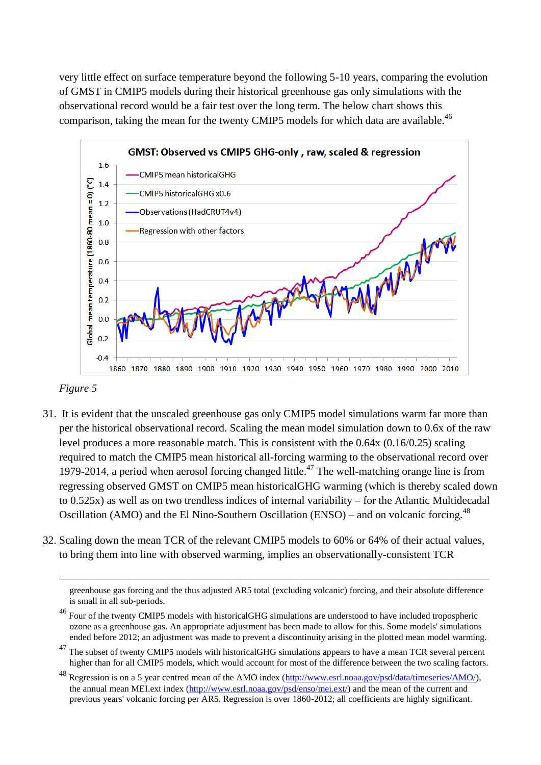very little effect on surface temperature beyond the following 5-10 years, comparing the evolution of GMST in CMIP5 models during their historical greenhouse gas only simulations with the observational record would be a fair test over the long term. The below chart shows this comparison, taking the mean for the twenty CMIP5 models for which data are available.[46]

*Figure 5*

31. It is evident that the unscaled greenhouse gas only CMIP5 model simulations warm far more than per the historical observational record. Scaling the mean model simulation down to 0.6x of the raw level produces a more reasonable match. This is consistent with the 0.64x (0.16/0.25) scaling required to match the CMIP5 mean historical all-forcing warming to the observational record over 1979-2014, a period when aerosol forcing changed little.[47] The well-matching orange line is from regressing observed GMST on CMIP5 mean historicalGHG warming (which is thereby scaled down to 0.525x) as well as on two trendless indices of internal variability – for the Atlantic Multidecadal Oscillation (AMO) and the El Nino-Southern Oscillation (ENSO) – and on volcanic forcing.[48]

32. Scaling down the mean TCR of the relevant CMIP5 models to 60% or 64% of their actual values, to bring them into line with observed warming, implies an observationally-consistent TCR

---

greenhouse gas forcing and the thus adjusted AR5 total (excluding volcanic) forcing, and their absolute difference is small in all sub-periods.

[46] Four of the twenty CMIP5 models with historicalGHG simulations are understood to have included tropospheric ozone as a greenhouse gas. An appropriate adjustment has been made to allow for this. Some models' simulations ended before 2012; an adjustment was made to prevent a discontinuity arising in the plotted mean model warming.

[47] The subset of twenty CMIP5 models with historicalGHG simulations appears to have a mean TCR several percent higher than for all CMIP5 models, which would account for most of the difference between the two scaling factors.

[48] Regression is on a 5 year centred mean of the AMO index (http://www.esrl.noaa.gov/psd/data/timeseries/AMO/), the annual mean MEI.ext index (http://www.esrl.noaa.gov/psd/enso/mei.ext/) and the mean of the current and previous years' volcanic forcing per AR5. Regression is over 1860-2012; all coefficients are highly significant.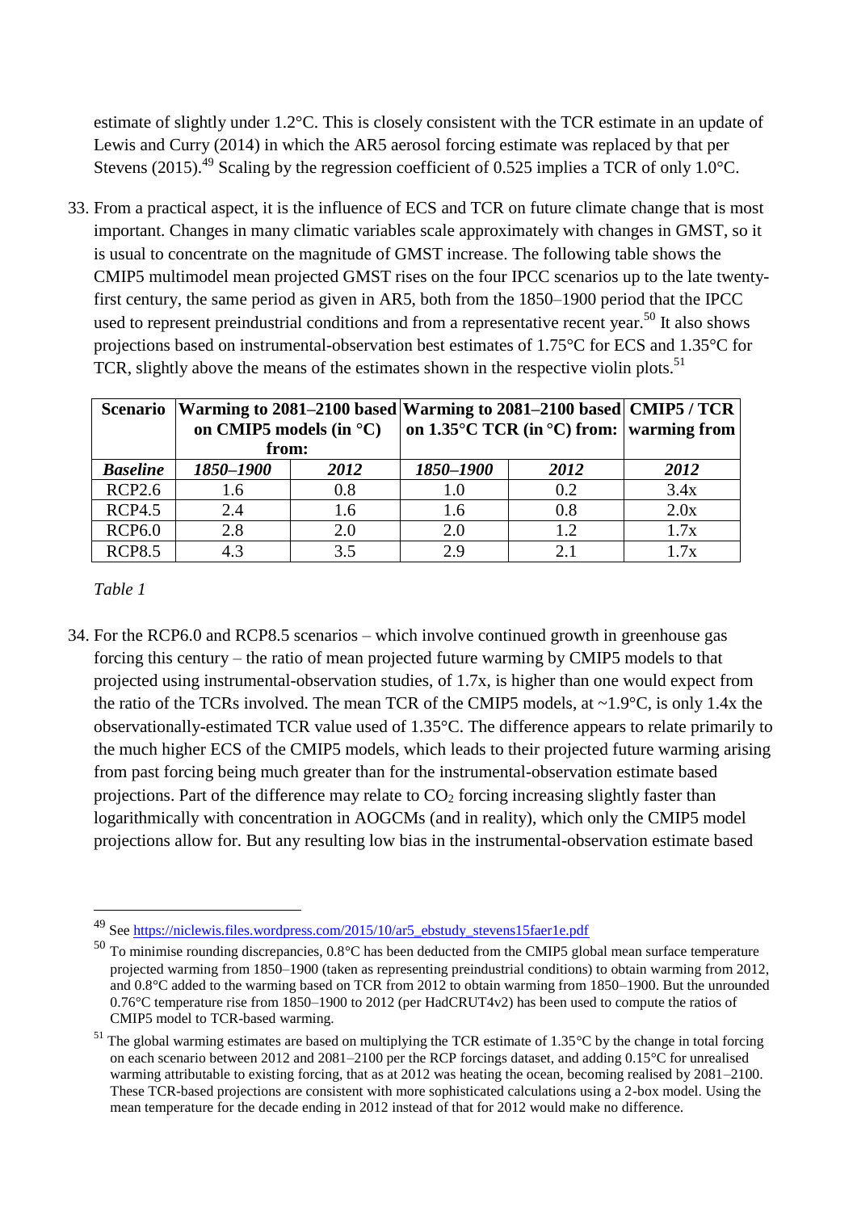estimate of slightly under 1.2°C. This is closely consistent with the TCR estimate in an update of Lewis and Curry (2014) in which the AR5 aerosol forcing estimate was replaced by that per Stevens (2015).[49] Scaling by the regression coefficient of 0.525 implies a TCR of only 1.0°C.

33. From a practical aspect, it is the influence of ECS and TCR on future climate change that is most important. Changes in many climatic variables scale approximately with changes in GMST, so it is usual to concentrate on the magnitude of GMST increase. The following table shows the CMIP5 multimodel mean projected GMST rises on the four IPCC scenarios up to the late twenty-first century, the same period as given in AR5, both from the 1850–1900 period that the IPCC used to represent preindustrial conditions and from a representative recent year.[50] It also shows projections based on instrumental-observation best estimates of 1.75°C for ECS and 1.35°C for TCR, slightly above the means of the estimates shown in the respective violin plots.[51]

| **Scenario** | **Warming to 2081–2100 based on CMIP5 models (in °C) from:** | | **Warming to 2081–2100 based on 1.35°C TCR (in °C) from:** | | **CMIP5 / TCR warming from** |
|---|---|---|---|---|---|
| ***Baseline*** | ***1850–1900*** | ***2012*** | ***1850–1900*** | ***2012*** | ***2012*** |
| RCP2.6 | 1.6 | 0.8 | 1.0 | 0.2 | 3.4x |
| RCP4.5 | 2.4 | 1.6 | 1.6 | 0.8 | 2.0x |
| RCP6.0 | 2.8 | 2.0 | 2.0 | 1.2 | 1.7x |
| RCP8.5 | 4.3 | 3.5 | 2.9 | 2.1 | 1.7x |

*Table 1*

34. For the RCP6.0 and RCP8.5 scenarios – which involve continued growth in greenhouse gas forcing this century – the ratio of mean projected future warming by CMIP5 models to that projected using instrumental-observation studies, of 1.7x, is higher than one would expect from the ratio of the TCRs involved. The mean TCR of the CMIP5 models, at ~1.9°C, is only 1.4x the observationally-estimated TCR value used of 1.35°C. The difference appears to relate primarily to the much higher ECS of the CMIP5 models, which leads to their projected future warming arising from past forcing being much greater than for the instrumental-observation estimate based projections. Part of the difference may relate to $CO_2$ forcing increasing slightly faster than logarithmically with concentration in AOGCMs (and in reality), which only the CMIP5 model projections allow for. But any resulting low bias in the instrumental-observation estimate based

---

[49] See https://niclewis.files.wordpress.com/2015/10/ar5_ebstudy_stevens15faer1e.pdf

[50] To minimise rounding discrepancies, 0.8°C has been deducted from the CMIP5 global mean surface temperature projected warming from 1850–1900 (taken as representing preindustrial conditions) to obtain warming from 2012, and 0.8°C added to the warming based on TCR from 2012 to obtain warming from 1850–1900. But the unrounded 0.76°C temperature rise from 1850–1900 to 2012 (per HadCRUT4v2) has been used to compute the ratios of CMIP5 model to TCR-based warming.

[51] The global warming estimates are based on multiplying the TCR estimate of 1.35°C by the change in total forcing on each scenario between 2012 and 2081–2100 per the RCP forcings dataset, and adding 0.15°C for unrealised warming attributable to existing forcing, that as at 2012 was heating the ocean, becoming realised by 2081–2100. These TCR-based projections are consistent with more sophisticated calculations using a 2-box model. Using the mean temperature for the decade ending in 2012 instead of that for 2012 would make no difference.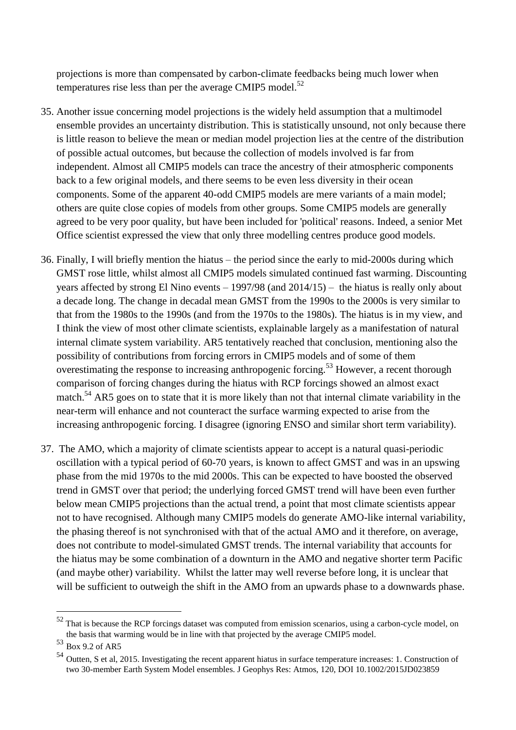projections is more than compensated by carbon-climate feedbacks being much lower when temperatures rise less than per the average CMIP5 model.[52]

35. Another issue concerning model projections is the widely held assumption that a multimodel ensemble provides an uncertainty distribution. This is statistically unsound, not only because there is little reason to believe the mean or median model projection lies at the centre of the distribution of possible actual outcomes, but because the collection of models involved is far from independent. Almost all CMIP5 models can trace the ancestry of their atmospheric components back to a few original models, and there seems to be even less diversity in their ocean components. Some of the apparent 40-odd CMIP5 models are mere variants of a main model; others are quite close copies of models from other groups. Some CMIP5 models are generally agreed to be very poor quality, but have been included for 'political' reasons. Indeed, a senior Met Office scientist expressed the view that only three modelling centres produce good models.

36. Finally, I will briefly mention the hiatus – the period since the early to mid-2000s during which GMST rose little, whilst almost all CMIP5 models simulated continued fast warming. Discounting years affected by strong El Nino events – 1997/98 (and 2014/15) – the hiatus is really only about a decade long. The change in decadal mean GMST from the 1990s to the 2000s is very similar to that from the 1980s to the 1990s (and from the 1970s to the 1980s). The hiatus is in my view, and I think the view of most other climate scientists, explainable largely as a manifestation of natural internal climate system variability. AR5 tentatively reached that conclusion, mentioning also the possibility of contributions from forcing errors in CMIP5 models and of some of them overestimating the response to increasing anthropogenic forcing.[53] However, a recent thorough comparison of forcing changes during the hiatus with RCP forcings showed an almost exact match.[54] AR5 goes on to state that it is more likely than not that internal climate variability in the near-term will enhance and not counteract the surface warming expected to arise from the increasing anthropogenic forcing. I disagree (ignoring ENSO and similar short term variability).

37. The AMO, which a majority of climate scientists appear to accept is a natural quasi-periodic oscillation with a typical period of 60-70 years, is known to affect GMST and was in an upswing phase from the mid 1970s to the mid 2000s. This can be expected to have boosted the observed trend in GMST over that period; the underlying forced GMST trend will have been even further below mean CMIP5 projections than the actual trend, a point that most climate scientists appear not to have recognised. Although many CMIP5 models do generate AMO-like internal variability, the phasing thereof is not synchronised with that of the actual AMO and it therefore, on average, does not contribute to model-simulated GMST trends. The internal variability that accounts for the hiatus may be some combination of a downturn in the AMO and negative shorter term Pacific (and maybe other) variability. Whilst the latter may well reverse before long, it is unclear that will be sufficient to outweigh the shift in the AMO from an upwards phase to a downwards phase.

---

[52] That is because the RCP forcings dataset was computed from emission scenarios, using a carbon-cycle model, on the basis that warming would be in line with that projected by the average CMIP5 model.

[53] Box 9.2 of AR5

[54] Outten, S et al, 2015. Investigating the recent apparent hiatus in surface temperature increases: 1. Construction of two 30-member Earth System Model ensembles. J Geophys Res: Atmos, 120, DOI 10.1002/2015JD023859